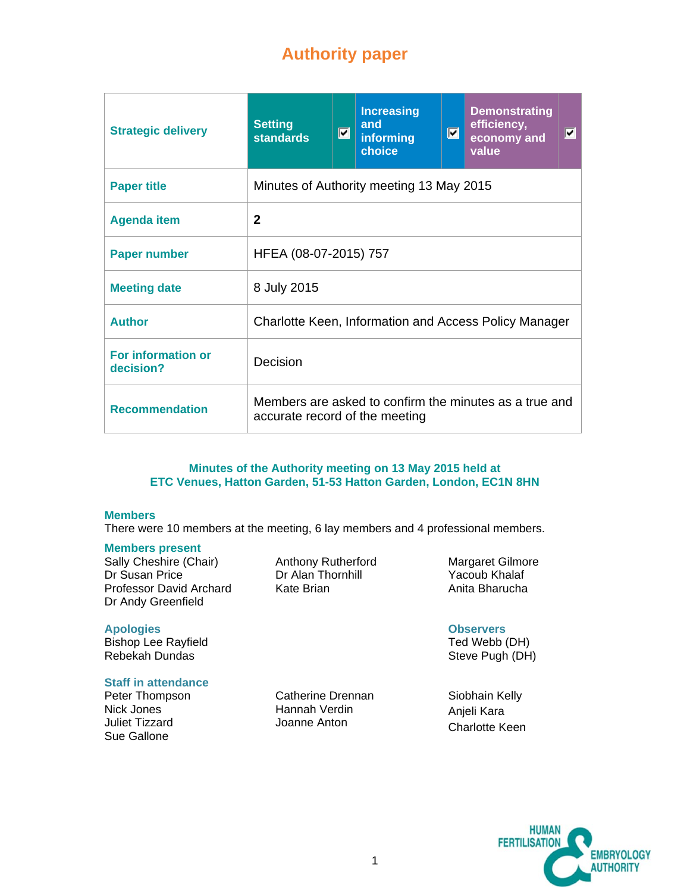# Authority paper

| Strategic delivery | Setting standards ☑ | Increasing and informing choice ☑ | Demonstrating efficiency, economy and value ☑ |
|---|---|---|---|
| **Paper title** | Minutes of Authority meeting 13 May 2015 | | |
| **Agenda item** | **2** | | |
| **Paper number** | HFEA (08-07-2015) 757 | | |
| **Meeting date** | 8 July 2015 | | |
| **Author** | Charlotte Keen, Information and Access Policy Manager | | |
| **For information or decision?** | Decision | | |
| **Recommendation** | Members are asked to confirm the minutes as a true and accurate record of the meeting | | |

## Minutes of the Authority meeting on 13 May 2015 held at ETC Venues, Hatton Garden, 51-53 Hatton Garden, London, EC1N 8HN

### Members

There were 10 members at the meeting, 6 lay members and 4 professional members.

### Members present

Sally Cheshire (Chair)
Dr Susan Price
Professor David Archard
Dr Andy Greenfield
Anthony Rutherford
Dr Alan Thornhill
Kate Brian
Margaret Gilmore
Yacoub Khalaf
Anjeli Bharucha

### Apologies

Bishop Lee Rayfield
Rebekah Dundas

### Observers

Ted Webb (DH)
Steve Pugh (DH)

### Staff in attendance

Peter Thompson
Nick Jones
Juliet Tizzard
Sue Gallone
Catherine Drennan
Hannah Verdin
Joanne Anton
Siobhain Kelly
Anjeli Kara
Charlotte Keen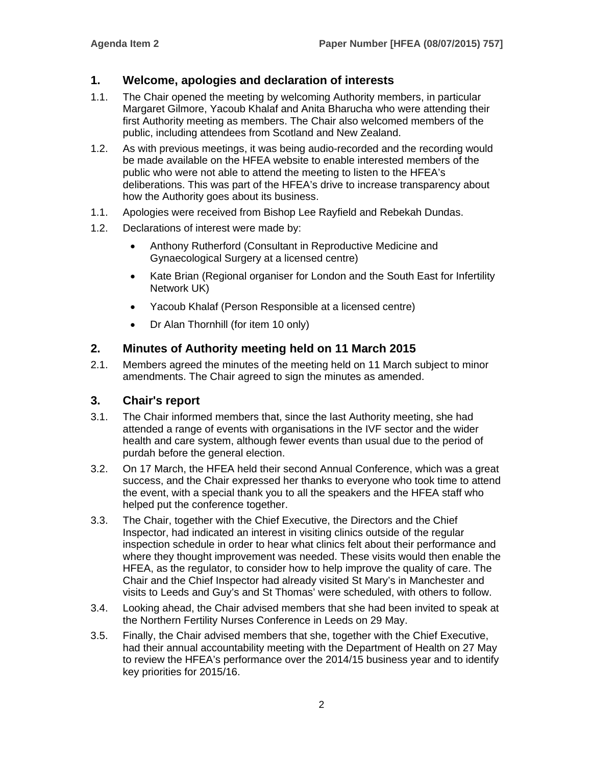## 1. Welcome, apologies and declaration of interests

1.1. The Chair opened the meeting by welcoming Authority members, in particular Margaret Gilmore, Yacoub Khalaf and Anita Bharucha who were attending their first Authority meeting as members. The Chair also welcomed members of the public, including attendees from Scotland and New Zealand.

1.2. As with previous meetings, it was being audio-recorded and the recording would be made available on the HFEA website to enable interested members of the public who were not able to attend the meeting to listen to the HFEA's deliberations. This was part of the HFEA's drive to increase transparency about how the Authority goes about its business.

1.1. Apologies were received from Bishop Lee Rayfield and Rebekah Dundas.

1.2. Declarations of interest were made by:

- Anthony Rutherford (Consultant in Reproductive Medicine and Gynaecological Surgery at a licensed centre)
- Kate Brian (Regional organiser for London and the South East for Infertility Network UK)
- Yacoub Khalaf (Person Responsible at a licensed centre)
- Dr Alan Thornhill (for item 10 only)

## 2. Minutes of Authority meeting held on 11 March 2015

2.1. Members agreed the minutes of the meeting held on 11 March subject to minor amendments. The Chair agreed to sign the minutes as amended.

## 3. Chair's report

3.1. The Chair informed members that, since the last Authority meeting, she had attended a range of events with organisations in the IVF sector and the wider health and care system, although fewer events than usual due to the period of purdah before the general election.

3.2. On 17 March, the HFEA held their second Annual Conference, which was a great success, and the Chair expressed her thanks to everyone who took time to attend the event, with a special thank you to all the speakers and the HFEA staff who helped put the conference together.

3.3. The Chair, together with the Chief Executive, the Directors and the Chief Inspector, had indicated an interest in visiting clinics outside of the regular inspection schedule in order to hear what clinics felt about their performance and where they thought improvement was needed. These visits would then enable the HFEA, as the regulator, to consider how to help improve the quality of care. The Chair and the Chief Inspector had already visited St Mary's in Manchester and visits to Leeds and Guy's and St Thomas' were scheduled, with others to follow.

3.4. Looking ahead, the Chair advised members that she had been invited to speak at the Northern Fertility Nurses Conference in Leeds on 29 May.

3.5. Finally, the Chair advised members that she, together with the Chief Executive, had their annual accountability meeting with the Department of Health on 27 May to review the HFEA's performance over the 2014/15 business year and to identify key priorities for 2015/16.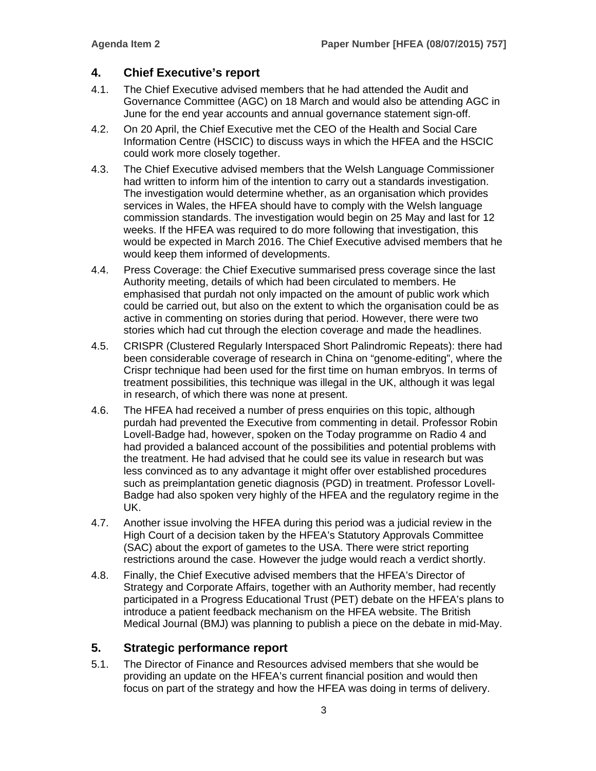## 4. Chief Executive's report

4.1. The Chief Executive advised members that he had attended the Audit and Governance Committee (AGC) on 18 March and would also be attending AGC in June for the end year accounts and annual governance statement sign-off.

4.2. On 20 April, the Chief Executive met the CEO of the Health and Social Care Information Centre (HSCIC) to discuss ways in which the HFEA and the HSCIC could work more closely together.

4.3. The Chief Executive advised members that the Welsh Language Commissioner had written to inform him of the intention to carry out a standards investigation. The investigation would determine whether, as an organisation which provides services in Wales, the HFEA should have to comply with the Welsh language commission standards. The investigation would begin on 25 May and last for 12 weeks. If the HFEA was required to do more following that investigation, this would be expected in March 2016. The Chief Executive advised members that he would keep them informed of developments.

4.4. Press Coverage: the Chief Executive summarised press coverage since the last Authority meeting, details of which had been circulated to members. He emphasised that purdah not only impacted on the amount of public work which could be carried out, but also on the extent to which the organisation could be as active in commenting on stories during that period. However, there were two stories which had cut through the election coverage and made the headlines.

4.5. CRISPR (Clustered Regularly Interspaced Short Palindromic Repeats): there had been considerable coverage of research in China on "genome-editing", where the Crispr technique had been used for the first time on human embryos. In terms of treatment possibilities, this technique was illegal in the UK, although it was legal in research, of which there was none at present.

4.6. The HFEA had received a number of press enquiries on this topic, although purdah had prevented the Executive from commenting in detail. Professor Robin Lovell-Badge had, however, spoken on the Today programme on Radio 4 and had provided a balanced account of the possibilities and potential problems with the treatment. He had advised that he could see its value in research but was less convinced as to any advantage it might offer over established procedures such as preimplantation genetic diagnosis (PGD) in treatment. Professor Lovell-Badge had also spoken very highly of the HFEA and the regulatory regime in the UK.

4.7. Another issue involving the HFEA during this period was a judicial review in the High Court of a decision taken by the HFEA's Statutory Approvals Committee (SAC) about the export of gametes to the USA. There were strict reporting restrictions around the case. However the judge would reach a verdict shortly.

4.8. Finally, the Chief Executive advised members that the HFEA's Director of Strategy and Corporate Affairs, together with an Authority member, had recently participated in a Progress Educational Trust (PET) debate on the HFEA's plans to introduce a patient feedback mechanism on the HFEA website. The British Medical Journal (BMJ) was planning to publish a piece on the debate in mid-May.

## 5. Strategic performance report

5.1. The Director of Finance and Resources advised members that she would be providing an update on the HFEA's current financial position and would then focus on part of the strategy and how the HFEA was doing in terms of delivery.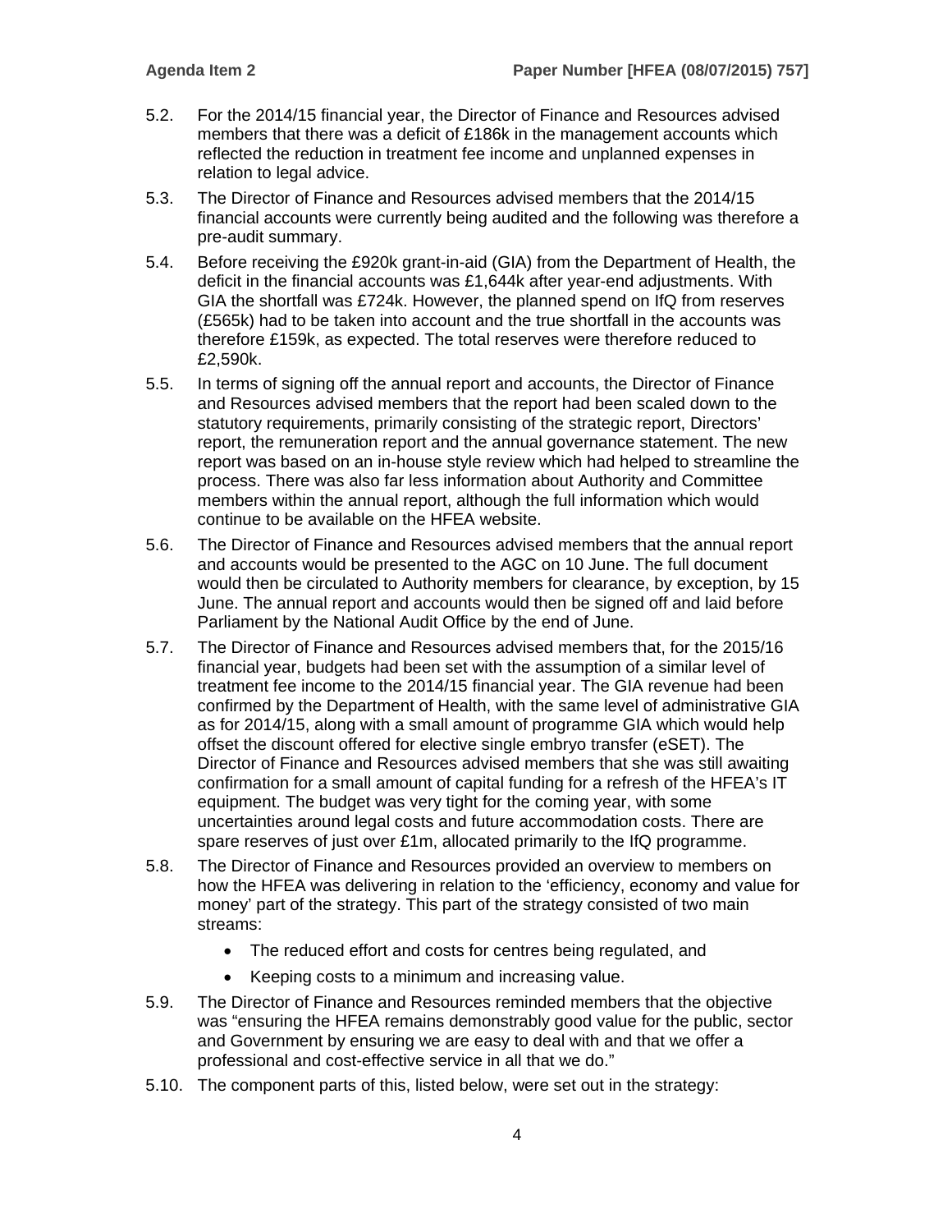5.2. For the 2014/15 financial year, the Director of Finance and Resources advised members that there was a deficit of £186k in the management accounts which reflected the reduction in treatment fee income and unplanned expenses in relation to legal advice.

5.3. The Director of Finance and Resources advised members that the 2014/15 financial accounts were currently being audited and the following was therefore a pre-audit summary.

5.4. Before receiving the £920k grant-in-aid (GIA) from the Department of Health, the deficit in the financial accounts was £1,644k after year-end adjustments. With GIA the shortfall was £724k. However, the planned spend on IfQ from reserves (£565k) had to be taken into account and the true shortfall in the accounts was therefore £159k, as expected. The total reserves were therefore reduced to £2,590k.

5.5. In terms of signing off the annual report and accounts, the Director of Finance and Resources advised members that the report had been scaled down to the statutory requirements, primarily consisting of the strategic report, Directors' report, the remuneration report and the annual governance statement. The new report was based on an in-house style review which had helped to streamline the process. There was also far less information about Authority and Committee members within the annual report, although the full information which would continue to be available on the HFEA website.

5.6. The Director of Finance and Resources advised members that the annual report and accounts would be presented to the AGC on 10 June. The full document would then be circulated to Authority members for clearance, by exception, by 15 June. The annual report and accounts would then be signed off and laid before Parliament by the National Audit Office by the end of June.

5.7. The Director of Finance and Resources advised members that, for the 2015/16 financial year, budgets had been set with the assumption of a similar level of treatment fee income to the 2014/15 financial year. The GIA revenue had been confirmed by the Department of Health, with the same level of administrative GIA as for 2014/15, along with a small amount of programme GIA which would help offset the discount offered for elective single embryo transfer (eSET). The Director of Finance and Resources advised members that she was still awaiting confirmation for a small amount of capital funding for a refresh of the HFEA's IT equipment. The budget was very tight for the coming year, with some uncertainties around legal costs and future accommodation costs. There are spare reserves of just over £1m, allocated primarily to the IfQ programme.

5.8. The Director of Finance and Resources provided an overview to members on how the HFEA was delivering in relation to the 'efficiency, economy and value for money' part of the strategy. This part of the strategy consisted of two main streams:

- The reduced effort and costs for centres being regulated, and
- Keeping costs to a minimum and increasing value.

5.9. The Director of Finance and Resources reminded members that the objective was "ensuring the HFEA remains demonstrably good value for the public, sector and Government by ensuring we are easy to deal with and that we offer a professional and cost-effective service in all that we do."

5.10. The component parts of this, listed below, were set out in the strategy: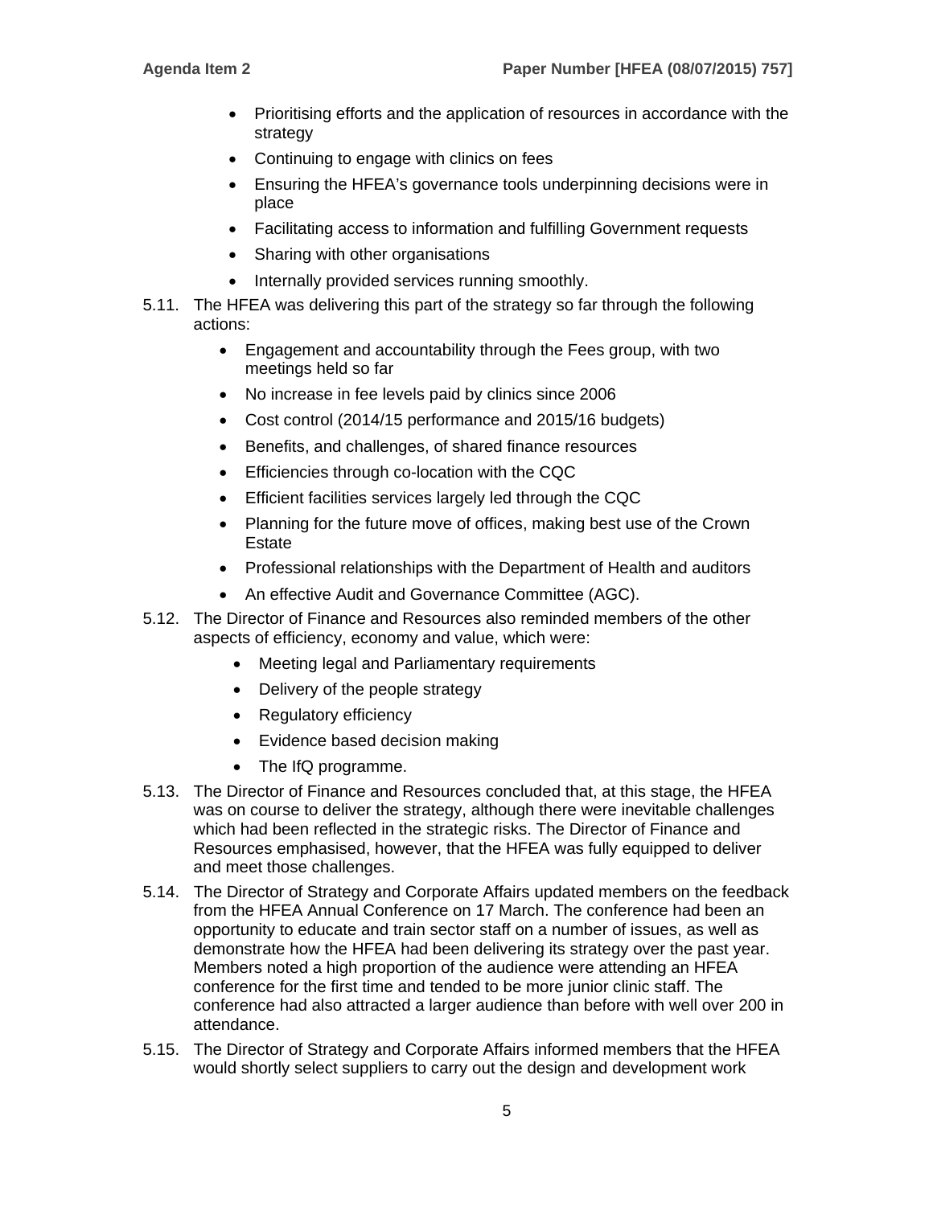- Prioritising efforts and the application of resources in accordance with the strategy
- Continuing to engage with clinics on fees
- Ensuring the HFEA's governance tools underpinning decisions were in place
- Facilitating access to information and fulfilling Government requests
- Sharing with other organisations
- Internally provided services running smoothly.

5.11. The HFEA was delivering this part of the strategy so far through the following actions:

- Engagement and accountability through the Fees group, with two meetings held so far
- No increase in fee levels paid by clinics since 2006
- Cost control (2014/15 performance and 2015/16 budgets)
- Benefits, and challenges, of shared finance resources
- Efficiencies through co-location with the CQC
- Efficient facilities services largely led through the CQC
- Planning for the future move of offices, making best use of the Crown Estate
- Professional relationships with the Department of Health and auditors
- An effective Audit and Governance Committee (AGC).

5.12. The Director of Finance and Resources also reminded members of the other aspects of efficiency, economy and value, which were:

- Meeting legal and Parliamentary requirements
- Delivery of the people strategy
- Regulatory efficiency
- Evidence based decision making
- The IfQ programme.

5.13. The Director of Finance and Resources concluded that, at this stage, the HFEA was on course to deliver the strategy, although there were inevitable challenges which had been reflected in the strategic risks. The Director of Finance and Resources emphasised, however, that the HFEA was fully equipped to deliver and meet those challenges.

5.14. The Director of Strategy and Corporate Affairs updated members on the feedback from the HFEA Annual Conference on 17 March. The conference had been an opportunity to educate and train sector staff on a number of issues, as well as demonstrate how the HFEA had been delivering its strategy over the past year. Members noted a high proportion of the audience were attending an HFEA conference for the first time and tended to be more junior clinic staff. The conference had also attracted a larger audience than before with well over 200 in attendance.

5.15. The Director of Strategy and Corporate Affairs informed members that the HFEA would shortly select suppliers to carry out the design and development work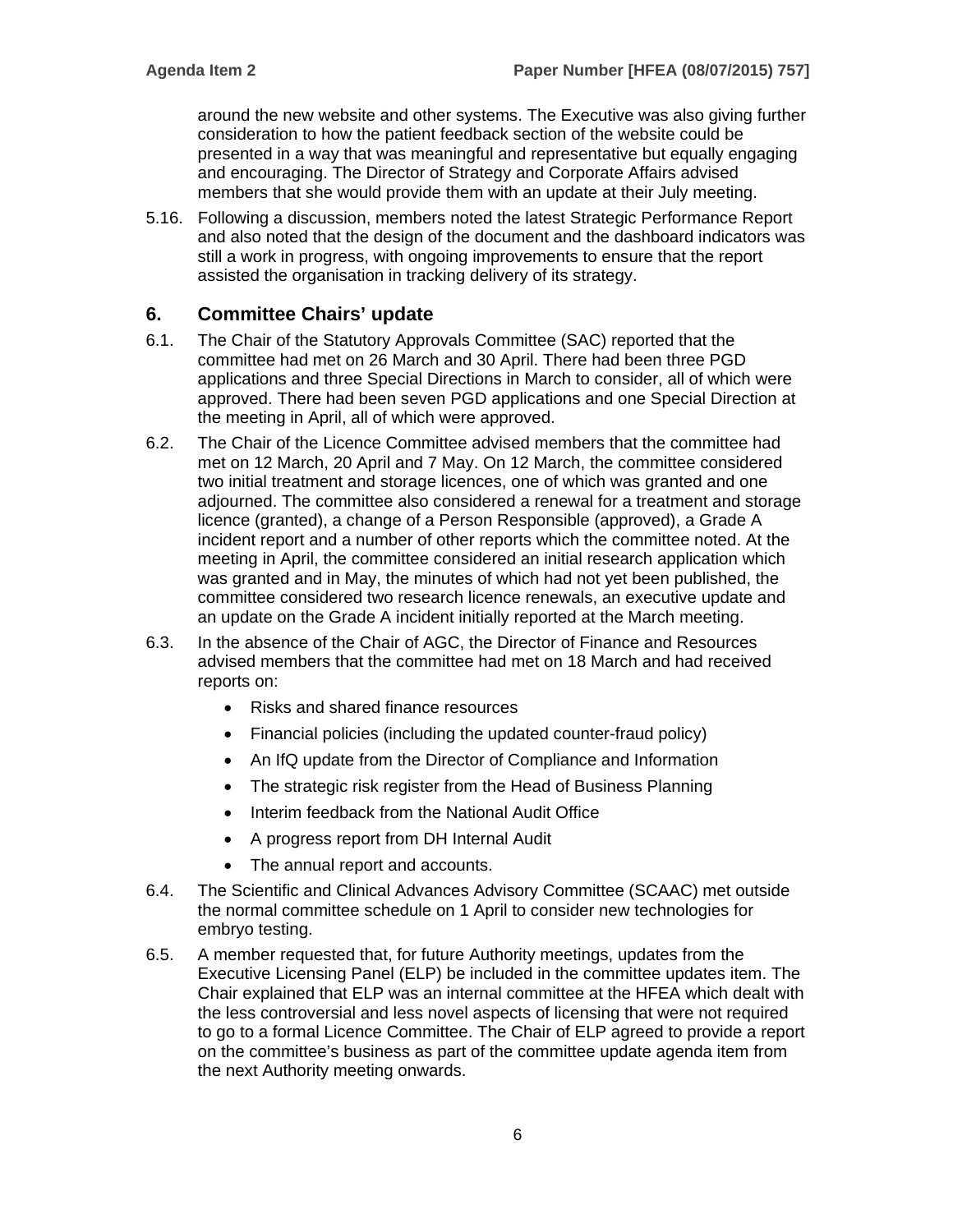around the new website and other systems. The Executive was also giving further consideration to how the patient feedback section of the website could be presented in a way that was meaningful and representative but equally engaging and encouraging. The Director of Strategy and Corporate Affairs advised members that she would provide them with an update at their July meeting.

5.16. Following a discussion, members noted the latest Strategic Performance Report and also noted that the design of the document and the dashboard indicators was still a work in progress, with ongoing improvements to ensure that the report assisted the organisation in tracking delivery of its strategy.

## 6. Committee Chairs' update

6.1. The Chair of the Statutory Approvals Committee (SAC) reported that the committee had met on 26 March and 30 April. There had been three PGD applications and three Special Directions in March to consider, all of which were approved. There had been seven PGD applications and one Special Direction at the meeting in April, all of which were approved.

6.2. The Chair of the Licence Committee advised members that the committee had met on 12 March, 20 April and 7 May. On 12 March, the committee considered two initial treatment and storage licences, one of which was granted and one adjourned. The committee also considered a renewal for a treatment and storage licence (granted), a change of a Person Responsible (approved), a Grade A incident report and a number of other reports which the committee noted. At the meeting in April, the committee considered an initial research application which was granted and in May, the minutes of which had not yet been published, the committee considered two research licence renewals, an executive update and an update on the Grade A incident initially reported at the March meeting.

6.3. In the absence of the Chair of AGC, the Director of Finance and Resources advised members that the committee had met on 18 March and had received reports on:

- Risks and shared finance resources
- Financial policies (including the updated counter-fraud policy)
- An IfQ update from the Director of Compliance and Information
- The strategic risk register from the Head of Business Planning
- Interim feedback from the National Audit Office
- A progress report from DH Internal Audit
- The annual report and accounts.

6.4. The Scientific and Clinical Advances Advisory Committee (SCAAC) met outside the normal committee schedule on 1 April to consider new technologies for embryo testing.

6.5. A member requested that, for future Authority meetings, updates from the Executive Licensing Panel (ELP) be included in the committee updates item. The Chair explained that ELP was an internal committee at the HFEA which dealt with the less controversial and less novel aspects of licensing that were not required to go to a formal Licence Committee. The Chair of ELP agreed to provide a report on the committee's business as part of the committee update agenda item from the next Authority meeting onwards.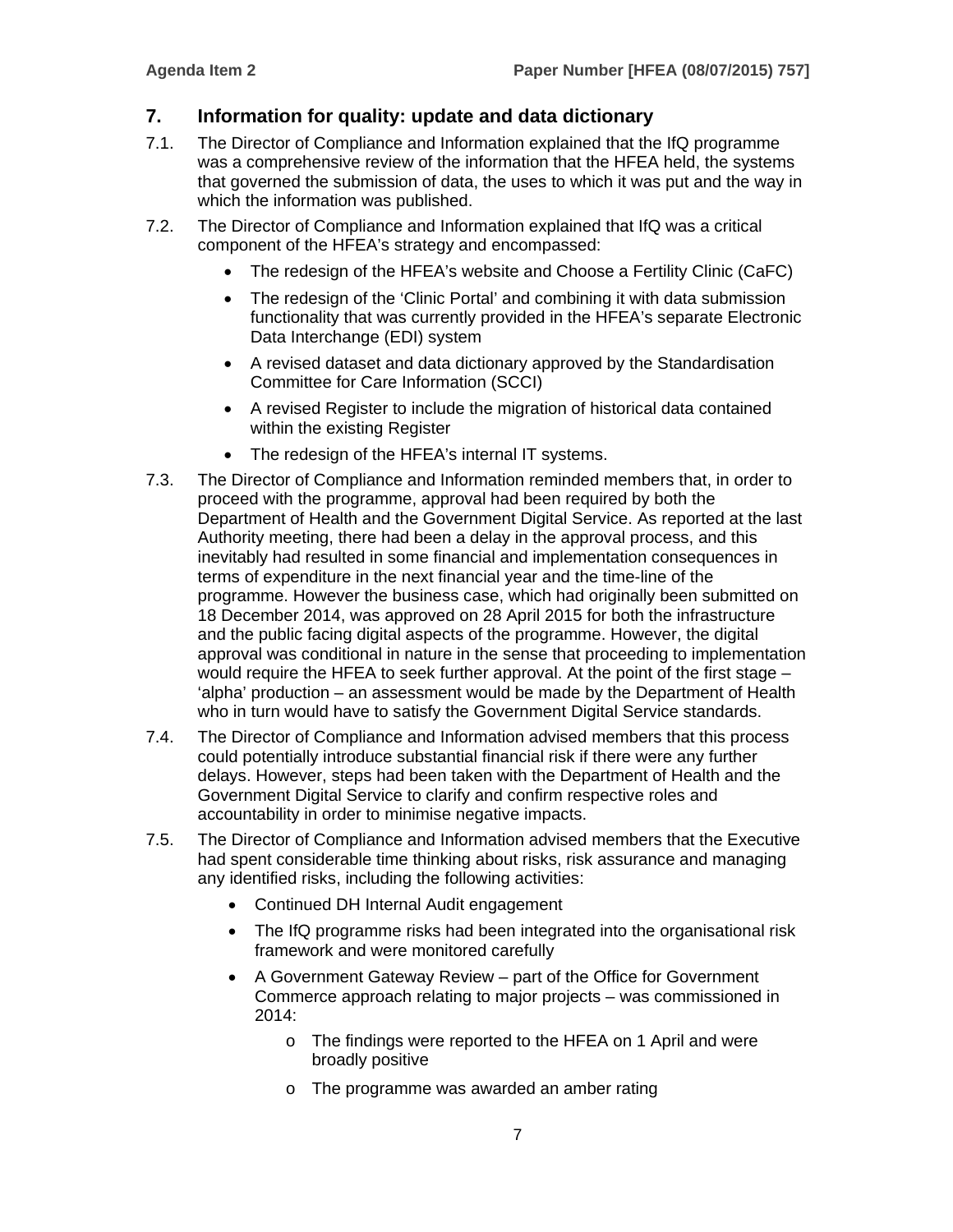## 7. Information for quality: update and data dictionary

7.1. The Director of Compliance and Information explained that the IfQ programme was a comprehensive review of the information that the HFEA held, the systems that governed the submission of data, the uses to which it was put and the way in which the information was published.

7.2. The Director of Compliance and Information explained that IfQ was a critical component of the HFEA's strategy and encompassed:

- The redesign of the HFEA's website and Choose a Fertility Clinic (CaFC)
- The redesign of the 'Clinic Portal' and combining it with data submission functionality that was currently provided in the HFEA's separate Electronic Data Interchange (EDI) system
- A revised dataset and data dictionary approved by the Standardisation Committee for Care Information (SCCI)
- A revised Register to include the migration of historical data contained within the existing Register
- The redesign of the HFEA's internal IT systems.

7.3. The Director of Compliance and Information reminded members that, in order to proceed with the programme, approval had been required by both the Department of Health and the Government Digital Service. As reported at the last Authority meeting, there had been a delay in the approval process, and this inevitably had resulted in some financial and implementation consequences in terms of expenditure in the next financial year and the time-line of the programme. However the business case, which had originally been submitted on 18 December 2014, was approved on 28 April 2015 for both the infrastructure and the public facing digital aspects of the programme. However, the digital approval was conditional in nature in the sense that proceeding to implementation would require the HFEA to seek further approval. At the point of the first stage – 'alpha' production – an assessment would be made by the Department of Health who in turn would have to satisfy the Government Digital Service standards.

7.4. The Director of Compliance and Information advised members that this process could potentially introduce substantial financial risk if there were any further delays. However, steps had been taken with the Department of Health and the Government Digital Service to clarify and confirm respective roles and accountability in order to minimise negative impacts.

7.5. The Director of Compliance and Information advised members that the Executive had spent considerable time thinking about risks, risk assurance and managing any identified risks, including the following activities:

- Continued DH Internal Audit engagement
- The IfQ programme risks had been integrated into the organisational risk framework and were monitored carefully
- A Government Gateway Review – part of the Office for Government Commerce approach relating to major projects – was commissioned in 2014:
    - The findings were reported to the HFEA on 1 April and were broadly positive
    - The programme was awarded an amber rating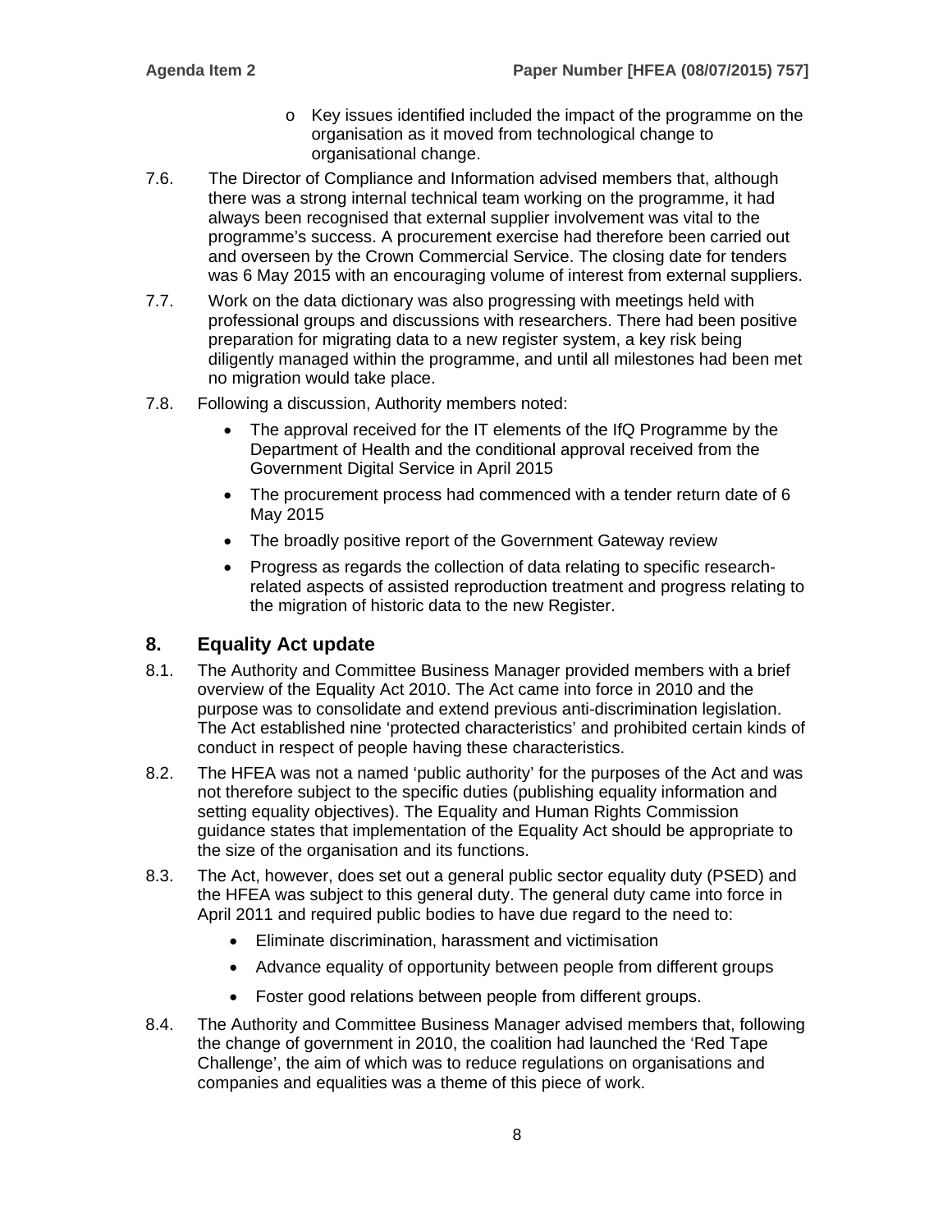- Key issues identified included the impact of the programme on the organisation as it moved from technological change to organisational change.

7.6. The Director of Compliance and Information advised members that, although there was a strong internal technical team working on the programme, it had always been recognised that external supplier involvement was vital to the programme's success. A procurement exercise had therefore been carried out and overseen by the Crown Commercial Service. The closing date for tenders was 6 May 2015 with an encouraging volume of interest from external suppliers.

7.7. Work on the data dictionary was also progressing with meetings held with professional groups and discussions with researchers. There had been positive preparation for migrating data to a new register system, a key risk being diligently managed within the programme, and until all milestones had been met no migration would take place.

7.8. Following a discussion, Authority members noted:

- The approval received for the IT elements of the IfQ Programme by the Department of Health and the conditional approval received from the Government Digital Service in April 2015
- The procurement process had commenced with a tender return date of 6 May 2015
- The broadly positive report of the Government Gateway review
- Progress as regards the collection of data relating to specific research-related aspects of assisted reproduction treatment and progress relating to the migration of historic data to the new Register.

## 8. Equality Act update

8.1. The Authority and Committee Business Manager provided members with a brief overview of the Equality Act 2010. The Act came into force in 2010 and the purpose was to consolidate and extend previous anti-discrimination legislation. The Act established nine 'protected characteristics' and prohibited certain kinds of conduct in respect of people having these characteristics.

8.2. The HFEA was not a named 'public authority' for the purposes of the Act and was not therefore subject to the specific duties (publishing equality information and setting equality objectives). The Equality and Human Rights Commission guidance states that implementation of the Equality Act should be appropriate to the size of the organisation and its functions.

8.3. The Act, however, does set out a general public sector equality duty (PSED) and the HFEA was subject to this general duty. The general duty came into force in April 2011 and required public bodies to have due regard to the need to:

- Eliminate discrimination, harassment and victimisation
- Advance equality of opportunity between people from different groups
- Foster good relations between people from different groups.

8.4. The Authority and Committee Business Manager advised members that, following the change of government in 2010, the coalition had launched the 'Red Tape Challenge', the aim of which was to reduce regulations on organisations and companies and equalities was a theme of this piece of work.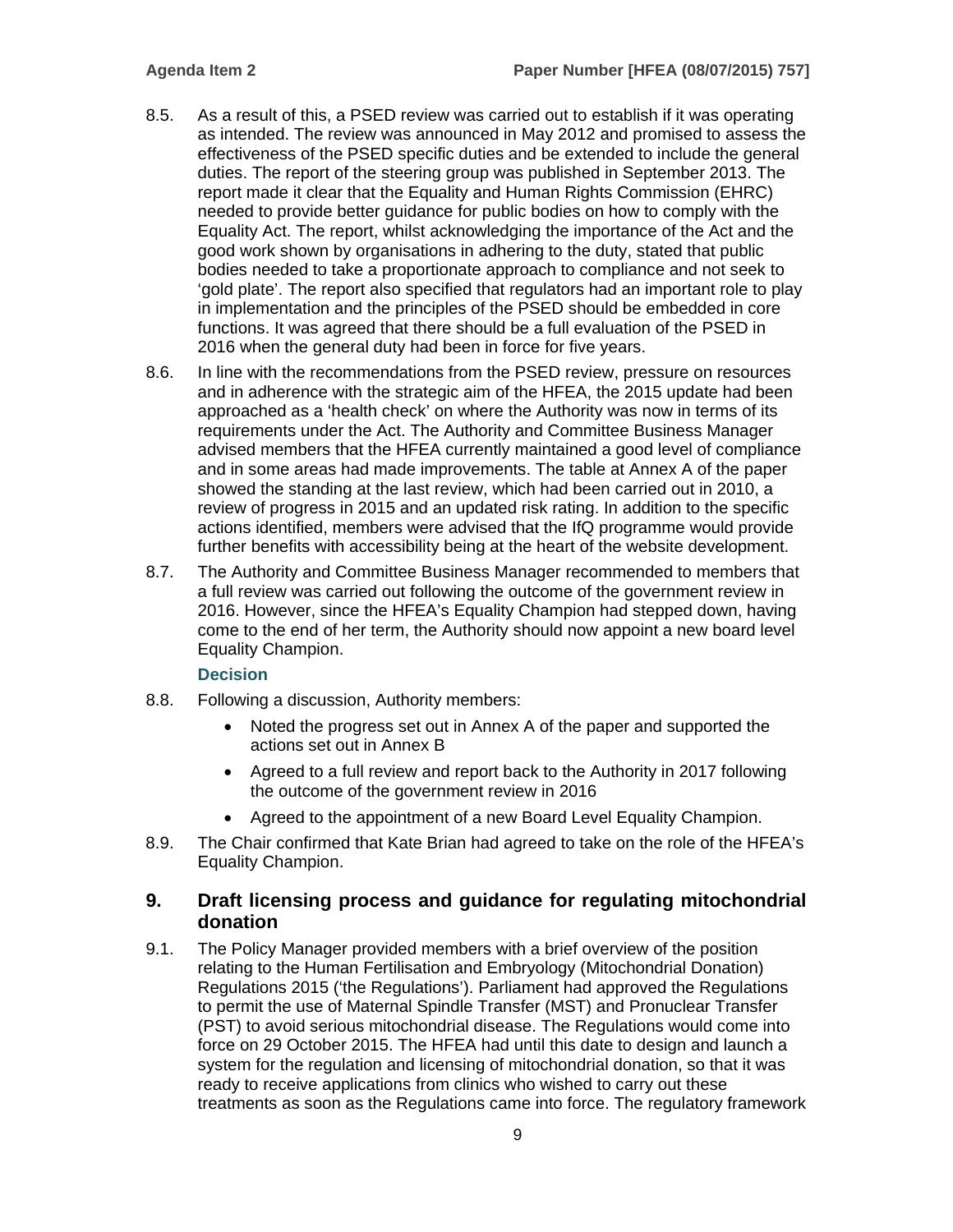8.5. As a result of this, a PSED review was carried out to establish if it was operating as intended. The review was announced in May 2012 and promised to assess the effectiveness of the PSED specific duties and be extended to include the general duties. The report of the steering group was published in September 2013. The report made it clear that the Equality and Human Rights Commission (EHRC) needed to provide better guidance for public bodies on how to comply with the Equality Act. The report, whilst acknowledging the importance of the Act and the good work shown by organisations in adhering to the duty, stated that public bodies needed to take a proportionate approach to compliance and not seek to 'gold plate'. The report also specified that regulators had an important role to play in implementation and the principles of the PSED should be embedded in core functions. It was agreed that there should be a full evaluation of the PSED in 2016 when the general duty had been in force for five years.

8.6. In line with the recommendations from the PSED review, pressure on resources and in adherence with the strategic aim of the HFEA, the 2015 update had been approached as a 'health check' on where the Authority was now in terms of its requirements under the Act. The Authority and Committee Business Manager advised members that the HFEA currently maintained a good level of compliance and in some areas had made improvements. The table at Annex A of the paper showed the standing at the last review, which had been carried out in 2010, a review of progress in 2015 and an updated risk rating. In addition to the specific actions identified, members were advised that the IfQ programme would provide further benefits with accessibility being at the heart of the website development.

8.7. The Authority and Committee Business Manager recommended to members that a full review was carried out following the outcome of the government review in 2016. However, since the HFEA's Equality Champion had stepped down, having come to the end of her term, the Authority should now appoint a new board level Equality Champion.

**Decision**

8.8. Following a discussion, Authority members:

- Noted the progress set out in Annex A of the paper and supported the actions set out in Annex B
- Agreed to a full review and report back to the Authority in 2017 following the outcome of the government review in 2016
- Agreed to the appointment of a new Board Level Equality Champion.

8.9. The Chair confirmed that Kate Brian had agreed to take on the role of the HFEA's Equality Champion.

## 9. Draft licensing process and guidance for regulating mitochondrial donation

9.1. The Policy Manager provided members with a brief overview of the position relating to the Human Fertilisation and Embryology (Mitochondrial Donation) Regulations 2015 ('the Regulations'). Parliament had approved the Regulations to permit the use of Maternal Spindle Transfer (MST) and Pronuclear Transfer (PST) to avoid serious mitochondrial disease. The Regulations would come into force on 29 October 2015. The HFEA had until this date to design and launch a system for the regulation and licensing of mitochondrial donation, so that it was ready to receive applications from clinics who wished to carry out these treatments as soon as the Regulations came into force. The regulatory framework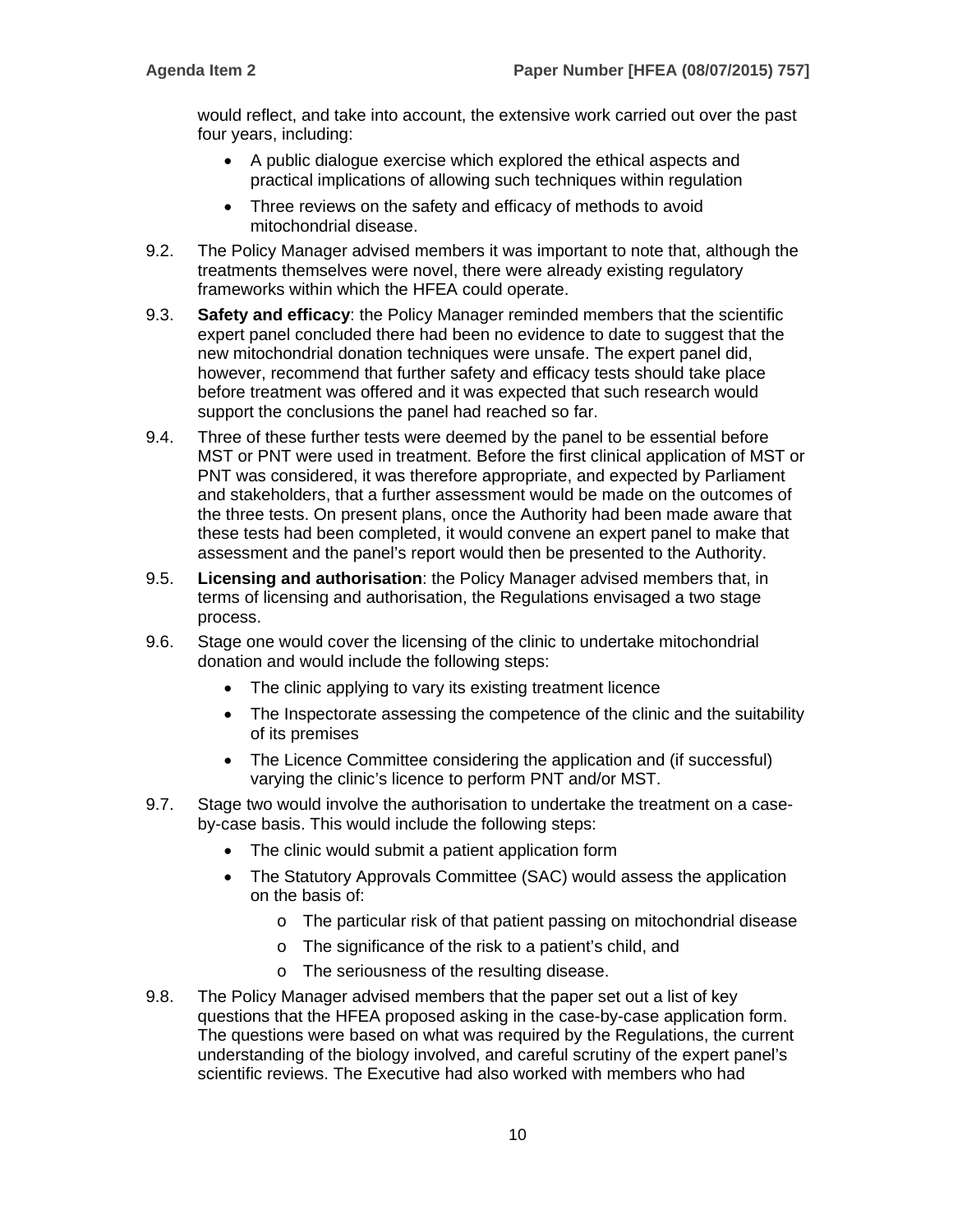would reflect, and take into account, the extensive work carried out over the past four years, including:

- A public dialogue exercise which explored the ethical aspects and practical implications of allowing such techniques within regulation
- Three reviews on the safety and efficacy of methods to avoid mitochondrial disease.

9.2. The Policy Manager advised members it was important to note that, although the treatments themselves were novel, there were already existing regulatory frameworks within which the HFEA could operate.

9.3. **Safety and efficacy**: the Policy Manager reminded members that the scientific expert panel concluded there had been no evidence to date to suggest that the new mitochondrial donation techniques were unsafe. The expert panel did, however, recommend that further safety and efficacy tests should take place before treatment was offered and it was expected that such research would support the conclusions the panel had reached so far.

9.4. Three of these further tests were deemed by the panel to be essential before MST or PNT were used in treatment. Before the first clinical application of MST or PNT was considered, it was therefore appropriate, and expected by Parliament and stakeholders, that a further assessment would be made on the outcomes of the three tests. On present plans, once the Authority had been made aware that these tests had been completed, it would convene an expert panel to make that assessment and the panel's report would then be presented to the Authority.

9.5. **Licensing and authorisation**: the Policy Manager advised members that, in terms of licensing and authorisation, the Regulations envisaged a two stage process.

9.6. Stage one would cover the licensing of the clinic to undertake mitochondrial donation and would include the following steps:

- The clinic applying to vary its existing treatment licence
- The Inspectorate assessing the competence of the clinic and the suitability of its premises
- The Licence Committee considering the application and (if successful) varying the clinic's licence to perform PNT and/or MST.

9.7. Stage two would involve the authorisation to undertake the treatment on a case-by-case basis. This would include the following steps:

- The clinic would submit a patient application form
- The Statutory Approvals Committee (SAC) would assess the application on the basis of:
  - The particular risk of that patient passing on mitochondrial disease
  - The significance of the risk to a patient's child, and
  - The seriousness of the resulting disease.

9.8. The Policy Manager advised members that the paper set out a list of key questions that the HFEA proposed asking in the case-by-case application form. The questions were based on what was required by the Regulations, the current understanding of the biology involved, and careful scrutiny of the expert panel's scientific reviews. The Executive had also worked with members who had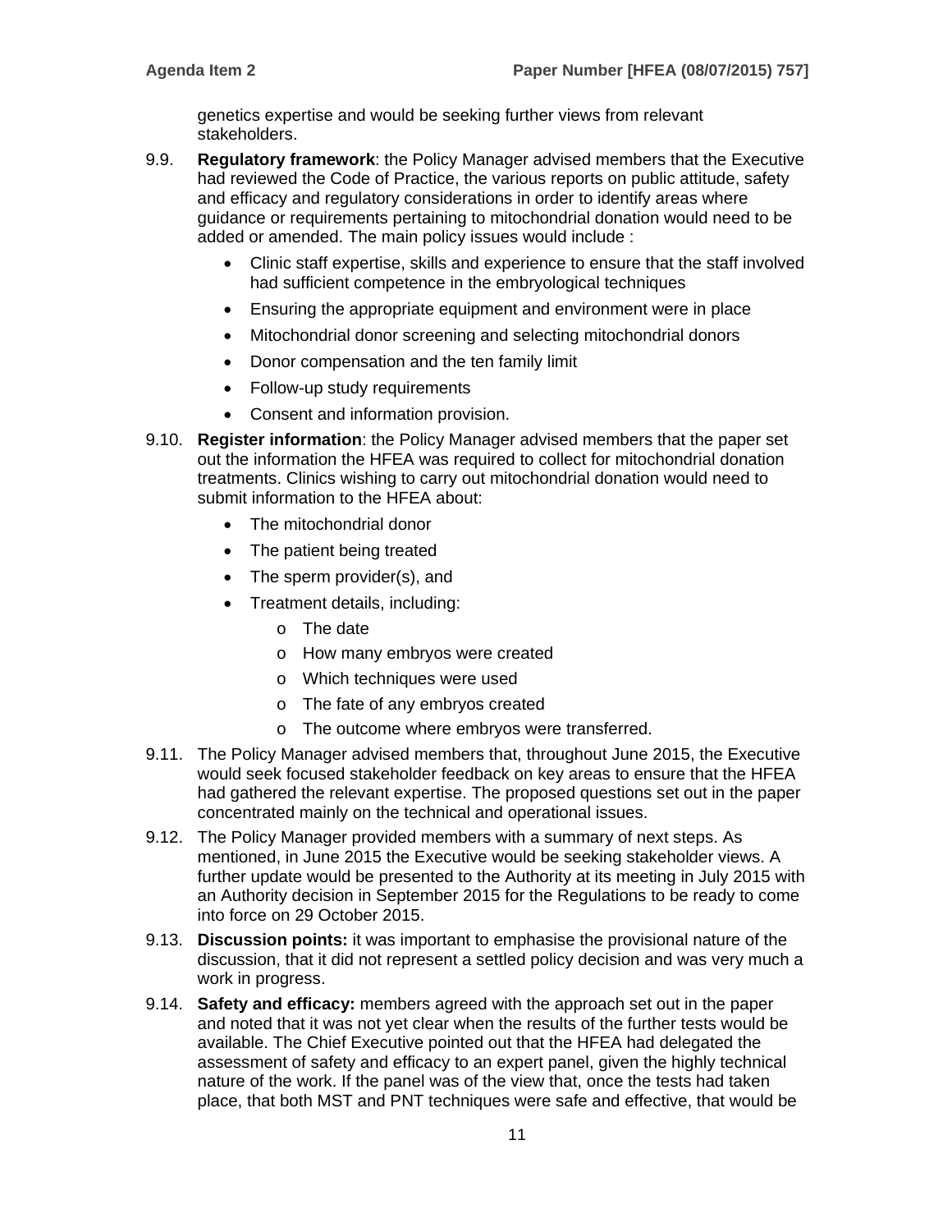genetics expertise and would be seeking further views from relevant stakeholders.

9.9. **Regulatory framework**: the Policy Manager advised members that the Executive had reviewed the Code of Practice, the various reports on public attitude, safety and efficacy and regulatory considerations in order to identify areas where guidance or requirements pertaining to mitochondrial donation would need to be added or amended. The main policy issues would include :

- Clinic staff expertise, skills and experience to ensure that the staff involved had sufficient competence in the embryological techniques
- Ensuring the appropriate equipment and environment were in place
- Mitochondrial donor screening and selecting mitochondrial donors
- Donor compensation and the ten family limit
- Follow-up study requirements
- Consent and information provision.

9.10. **Register information**: the Policy Manager advised members that the paper set out the information the HFEA was required to collect for mitochondrial donation treatments. Clinics wishing to carry out mitochondrial donation would need to submit information to the HFEA about:

- The mitochondrial donor
- The patient being treated
- The sperm provider(s), and
- Treatment details, including:
  - The date
  - How many embryos were created
  - Which techniques were used
  - The fate of any embryos created
  - The outcome where embryos were transferred.

9.11. The Policy Manager advised members that, throughout June 2015, the Executive would seek focused stakeholder feedback on key areas to ensure that the HFEA had gathered the relevant expertise. The proposed questions set out in the paper concentrated mainly on the technical and operational issues.

9.12. The Policy Manager provided members with a summary of next steps. As mentioned, in June 2015 the Executive would be seeking stakeholder views. A further update would be presented to the Authority at its meeting in July 2015 with an Authority decision in September 2015 for the Regulations to be ready to come into force on 29 October 2015.

9.13. **Discussion points:** it was important to emphasise the provisional nature of the discussion, that it did not represent a settled policy decision and was very much a work in progress.

9.14. **Safety and efficacy:** members agreed with the approach set out in the paper and noted that it was not yet clear when the results of the further tests would be available. The Chief Executive pointed out that the HFEA had delegated the assessment of safety and efficacy to an expert panel, given the highly technical nature of the work. If the panel was of the view that, once the tests had taken place, that both MST and PNT techniques were safe and effective, that would be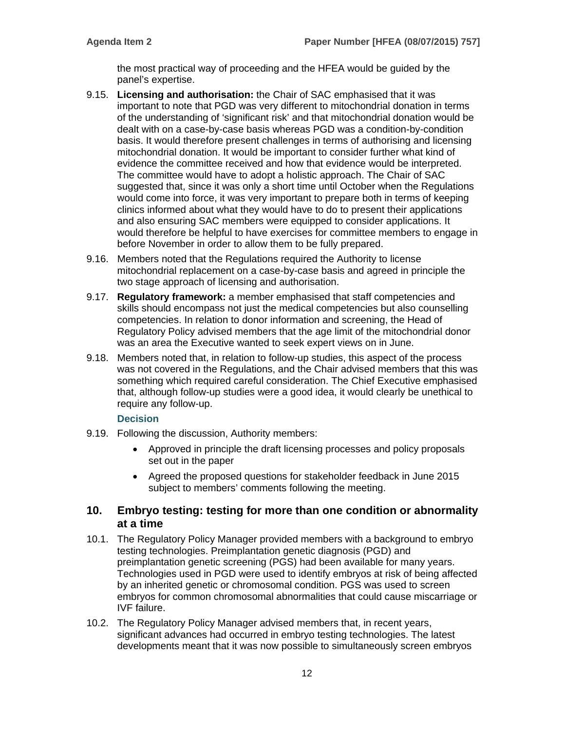the most practical way of proceeding and the HFEA would be guided by the panel's expertise.

9.15. **Licensing and authorisation:** the Chair of SAC emphasised that it was important to note that PGD was very different to mitochondrial donation in terms of the understanding of 'significant risk' and that mitochondrial donation would be dealt with on a case-by-case basis whereas PGD was a condition-by-condition basis. It would therefore present challenges in terms of authorising and licensing mitochondrial donation. It would be important to consider further what kind of evidence the committee received and how that evidence would be interpreted. The committee would have to adopt a holistic approach. The Chair of SAC suggested that, since it was only a short time until October when the Regulations would come into force, it was very important to prepare both in terms of keeping clinics informed about what they would have to do to present their applications and also ensuring SAC members were equipped to consider applications. It would therefore be helpful to have exercises for committee members to engage in before November in order to allow them to be fully prepared.

9.16. Members noted that the Regulations required the Authority to license mitochondrial replacement on a case-by-case basis and agreed in principle the two stage approach of licensing and authorisation.

9.17. **Regulatory framework:** a member emphasised that staff competencies and skills should encompass not just the medical competencies but also counselling competencies. In relation to donor information and screening, the Head of Regulatory Policy advised members that the age limit of the mitochondrial donor was an area the Executive wanted to seek expert views on in June.

9.18. Members noted that, in relation to follow-up studies, this aspect of the process was not covered in the Regulations, and the Chair advised members that this was something which required careful consideration. The Chief Executive emphasised that, although follow-up studies were a good idea, it would clearly be unethical to require any follow-up.

### Decision

9.19. Following the discussion, Authority members:

- Approved in principle the draft licensing processes and policy proposals set out in the paper
- Agreed the proposed questions for stakeholder feedback in June 2015 subject to members' comments following the meeting.

## 10. Embryo testing: testing for more than one condition or abnormality at a time

10.1. The Regulatory Policy Manager provided members with a background to embryo testing technologies. Preimplantation genetic diagnosis (PGD) and preimplantation genetic screening (PGS) had been available for many years. Technologies used in PGD were used to identify embryos at risk of being affected by an inherited genetic or chromosomal condition. PGS was used to screen embryos for common chromosomal abnormalities that could cause miscarriage or IVF failure.

10.2. The Regulatory Policy Manager advised members that, in recent years, significant advances had occurred in embryo testing technologies. The latest developments meant that it was now possible to simultaneously screen embryos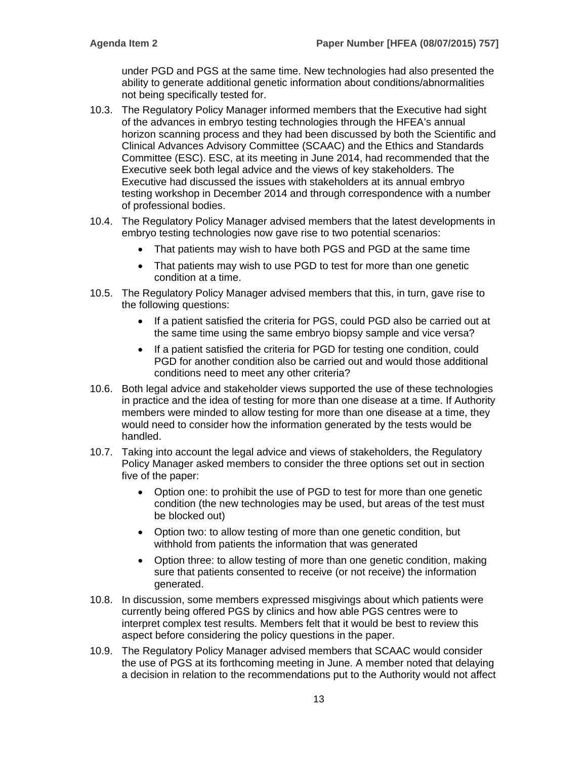under PGD and PGS at the same time. New technologies had also presented the ability to generate additional genetic information about conditions/abnormalities not being specifically tested for.

10.3. The Regulatory Policy Manager informed members that the Executive had sight of the advances in embryo testing technologies through the HFEA's annual horizon scanning process and they had been discussed by both the Scientific and Clinical Advances Advisory Committee (SCAAC) and the Ethics and Standards Committee (ESC). ESC, at its meeting in June 2014, had recommended that the Executive seek both legal advice and the views of key stakeholders. The Executive had discussed the issues with stakeholders at its annual embryo testing workshop in December 2014 and through correspondence with a number of professional bodies.

10.4. The Regulatory Policy Manager advised members that the latest developments in embryo testing technologies now gave rise to two potential scenarios:

- That patients may wish to have both PGS and PGD at the same time
- That patients may wish to use PGD to test for more than one genetic condition at a time.

10.5. The Regulatory Policy Manager advised members that this, in turn, gave rise to the following questions:

- If a patient satisfied the criteria for PGS, could PGD also be carried out at the same time using the same embryo biopsy sample and vice versa?
- If a patient satisfied the criteria for PGD for testing one condition, could PGD for another condition also be carried out and would those additional conditions need to meet any other criteria?

10.6. Both legal advice and stakeholder views supported the use of these technologies in practice and the idea of testing for more than one disease at a time. If Authority members were minded to allow testing for more than one disease at a time, they would need to consider how the information generated by the tests would be handled.

10.7. Taking into account the legal advice and views of stakeholders, the Regulatory Policy Manager asked members to consider the three options set out in section five of the paper:

- Option one: to prohibit the use of PGD to test for more than one genetic condition (the new technologies may be used, but areas of the test must be blocked out)
- Option two: to allow testing of more than one genetic condition, but withhold from patients the information that was generated
- Option three: to allow testing of more than one genetic condition, making sure that patients consented to receive (or not receive) the information generated.

10.8. In discussion, some members expressed misgivings about which patients were currently being offered PGS by clinics and how able PGS centres were to interpret complex test results. Members felt that it would be best to review this aspect before considering the policy questions in the paper.

10.9. The Regulatory Policy Manager advised members that SCAAC would consider the use of PGS at its forthcoming meeting in June. A member noted that delaying a decision in relation to the recommendations put to the Authority would not affect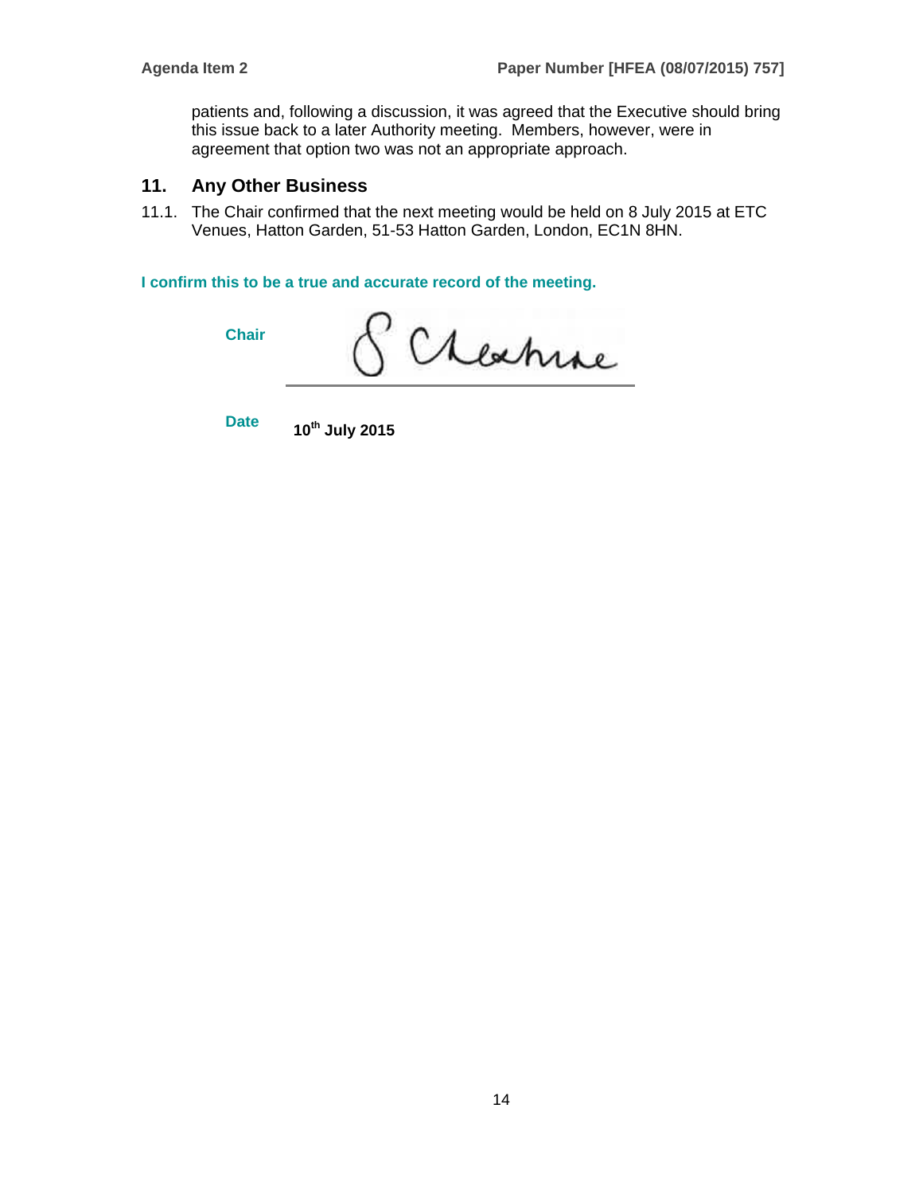patients and, following a discussion, it was agreed that the Executive should bring this issue back to a later Authority meeting. Members, however, were in agreement that option two was not an appropriate approach.

## 11. Any Other Business

11.1. The Chair confirmed that the next meeting would be held on 8 July 2015 at ETC Venues, Hatton Garden, 51-53 Hatton Garden, London, EC1N 8HN.

**I confirm this to be a true and accurate record of the meeting.**

**Chair** S Cheshire

**Date** **10th July 2015**